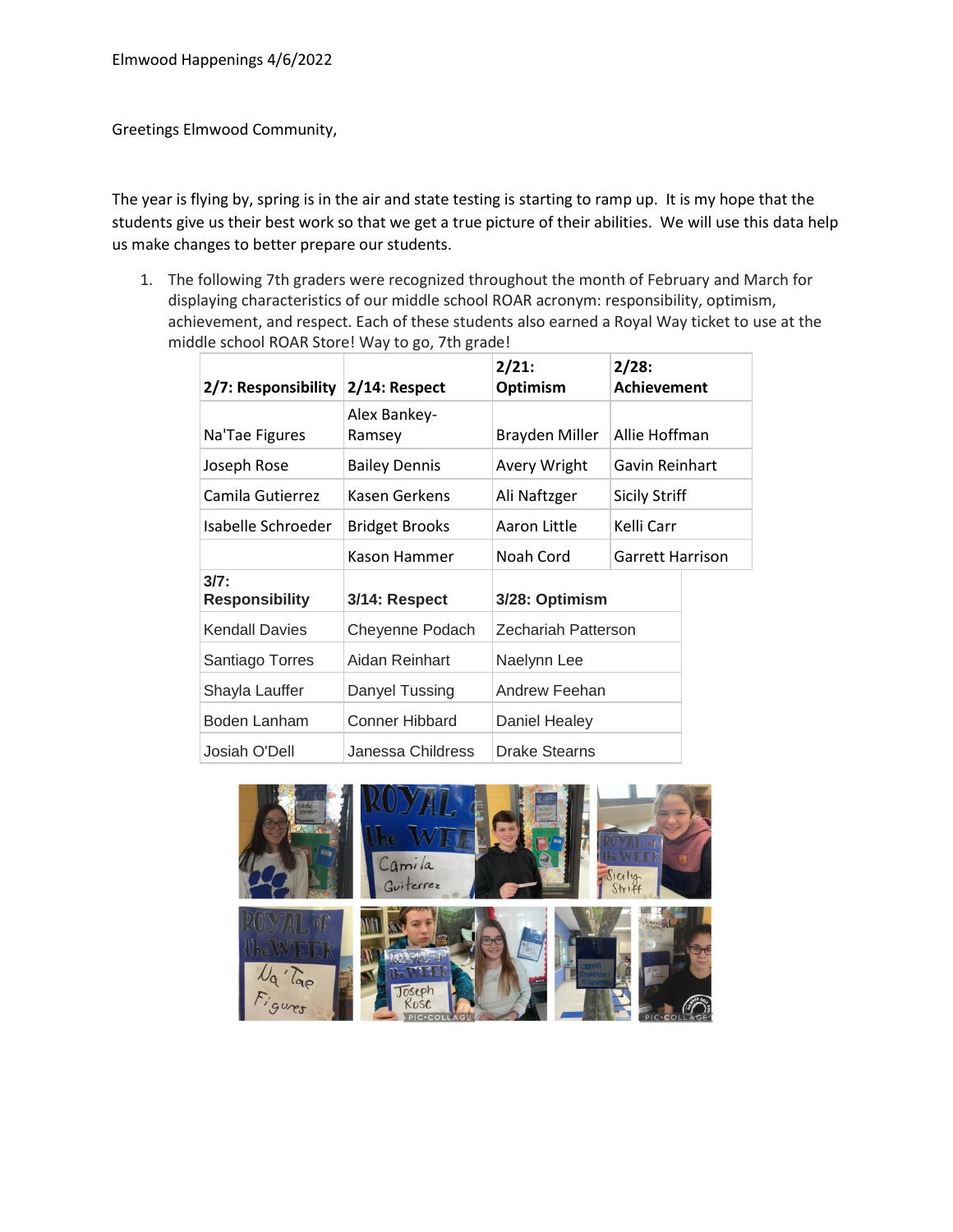Elmwood Happenings 4/6/2022

Greetings Elmwood Community,

The year is flying by, spring is in the air and state testing is starting to ramp up. It is my hope that the students give us their best work so that we get a true picture of their abilities. We will use this data help us make changes to better prepare our students.

1. The following 7th graders were recognized throughout the month of February and March for displaying characteristics of our middle school ROAR acronym: responsibility, optimism, achievement, and respect. Each of these students also earned a Royal Way ticket to use at the middle school ROAR Store! Way to go, 7th grade!

| 2/7: Responsibility | 2/14: Respect | 2/21: Optimism | 2/28: Achievement |
|---|---|---|---|
| Na'Tae Figures | Alex Bankey-Ramsey | Brayden Miller | Allie Hoffman |
| Joseph Rose | Bailey Dennis | Avery Wright | Gavin Reinhart |
| Camila Gutierrez | Kasen Gerkens | Ali Naftzger | Sicily Striff |
| Isabelle Schroeder | Bridget Brooks | Aaron Little | Kelli Carr |
| | Kason Hammer | Noah Cord | Garrett Harrison |
| **3/7: Responsibility** | **3/14: Respect** | **3/28: Optimism** | |
| Kendall Davies | Cheyenne Podach | Zechariah Patterson | |
| Santiago Torres | Aidan Reinhart | Naelynn Lee | |
| Shayla Lauffer | Danyel Tussing | Andrew Feehan | |
| Boden Lanham | Conner Hibbard | Daniel Healey | |
| Josiah O'Dell | Janessa Childress | Drake Stearns | |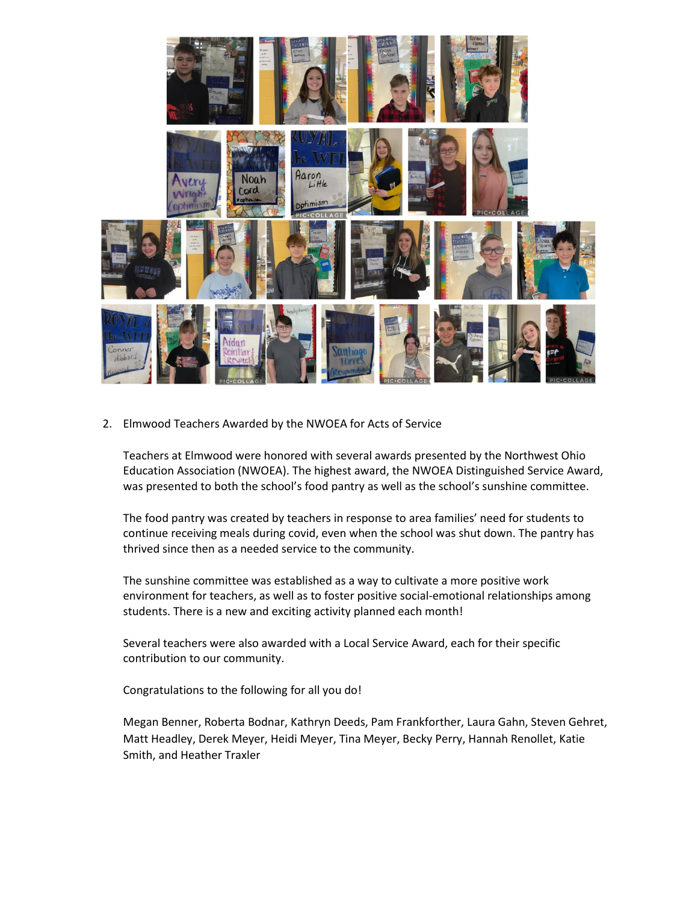2. Elmwood Teachers Awarded by the NWOEA for Acts of Service

Teachers at Elmwood were honored with several awards presented by the Northwest Ohio Education Association (NWOEA). The highest award, the NWOEA Distinguished Service Award, was presented to both the school's food pantry as well as the school's sunshine committee.

The food pantry was created by teachers in response to area families' need for students to continue receiving meals during covid, even when the school was shut down. The pantry has thrived since then as a needed service to the community.

The sunshine committee was established as a way to cultivate a more positive work environment for teachers, as well as to foster positive social-emotional relationships among students. There is a new and exciting activity planned each month!

Several teachers were also awarded with a Local Service Award, each for their specific contribution to our community.

Congratulations to the following for all you do!

Megan Benner, Roberta Bodnar, Kathryn Deeds, Pam Frankforther, Laura Gahn, Steven Gehret, Matt Headley, Derek Meyer, Heidi Meyer, Tina Meyer, Becky Perry, Hannah Renollet, Katie Smith, and Heather Traxler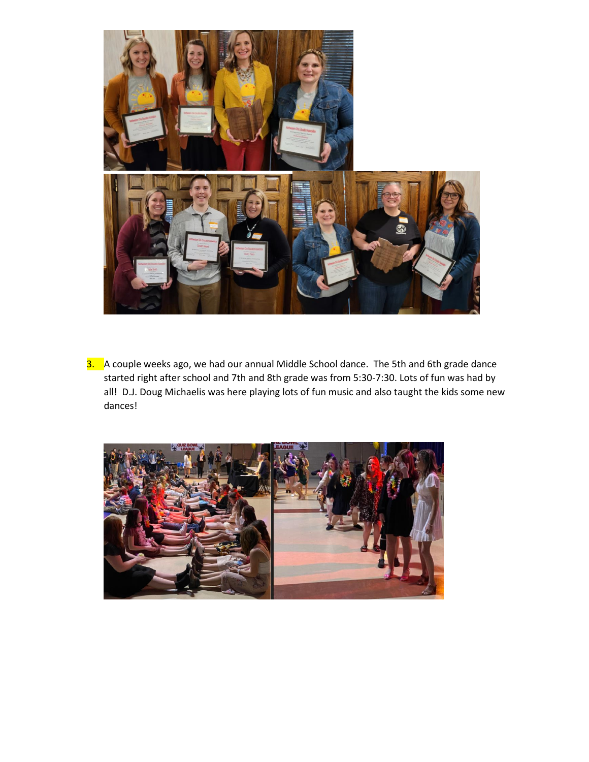3. A couple weeks ago, we had our annual Middle School dance. The 5th and 6th grade dance started right after school and 7th and 8th grade was from 5:30-7:30. Lots of fun was had by all! D.J. Doug Michaelis was here playing lots of fun music and also taught the kids some new dances!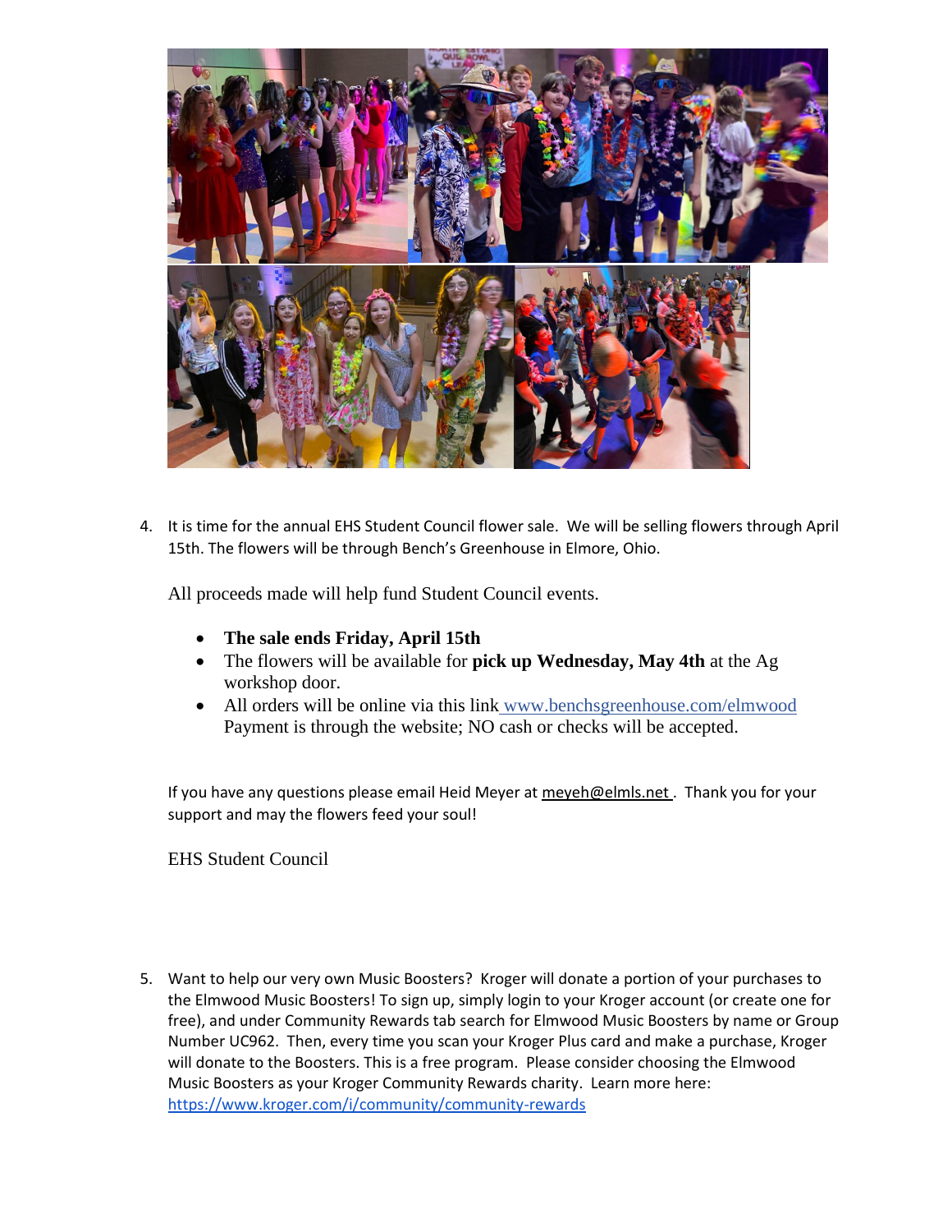4. It is time for the annual EHS Student Council flower sale. We will be selling flowers through April 15th. The flowers will be through Bench's Greenhouse in Elmore, Ohio.

   All proceeds made will help fund Student Council events.

   - **The sale ends Friday, April 15th**
   - The flowers will be available for **pick up Wednesday, May 4th** at the Ag workshop door.
   - All orders will be online via this link www.benchsgreenhouse.com/elmwood Payment is through the website; NO cash or checks will be accepted.

   If you have any questions please email Heid Meyer at meyeh@elmls.net . Thank you for your support and may the flowers feed your soul!

   EHS Student Council

5. Want to help our very own Music Boosters? Kroger will donate a portion of your purchases to the Elmwood Music Boosters! To sign up, simply login to your Kroger account (or create one for free), and under Community Rewards tab search for Elmwood Music Boosters by name or Group Number UC962. Then, every time you scan your Kroger Plus card and make a purchase, Kroger will donate to the Boosters. This is a free program. Please consider choosing the Elmwood Music Boosters as your Kroger Community Rewards charity. Learn more here: https://www.kroger.com/i/community/community-rewards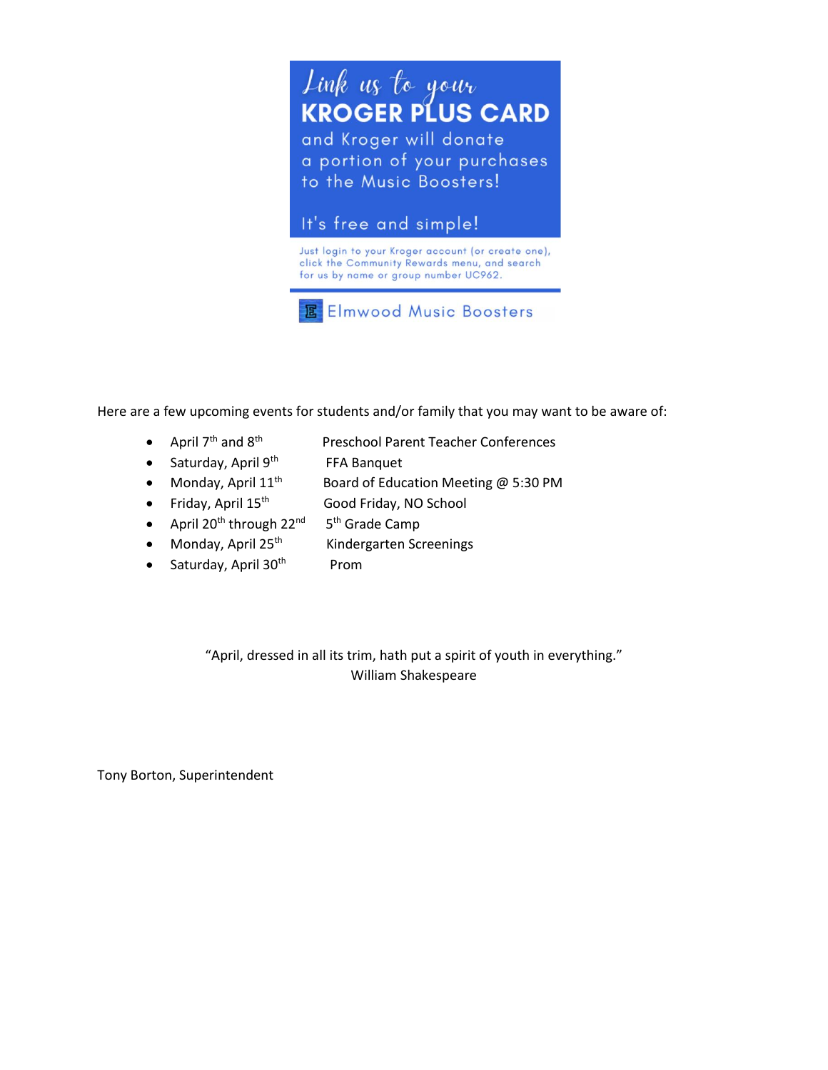Link us to your
**KROGER PLUS CARD**
and Kroger will donate
a portion of your purchases
to the Music Boosters!

It's free and simple!

Just login to your Kroger account (or create one), click the Community Rewards menu, and search for us by name or group number UC962.

Elmwood Music Boosters

Here are a few upcoming events for students and/or family that you may want to be aware of:

- April 7th and 8th — Preschool Parent Teacher Conferences
- Saturday, April 9th — FFA Banquet
- Monday, April 11th — Board of Education Meeting @ 5:30 PM
- Friday, April 15th — Good Friday, NO School
- April 20th through 22nd — 5th Grade Camp
- Monday, April 25th — Kindergarten Screenings
- Saturday, April 30th — Prom

"April, dressed in all its trim, hath put a spirit of youth in everything."
William Shakespeare

Tony Borton, Superintendent